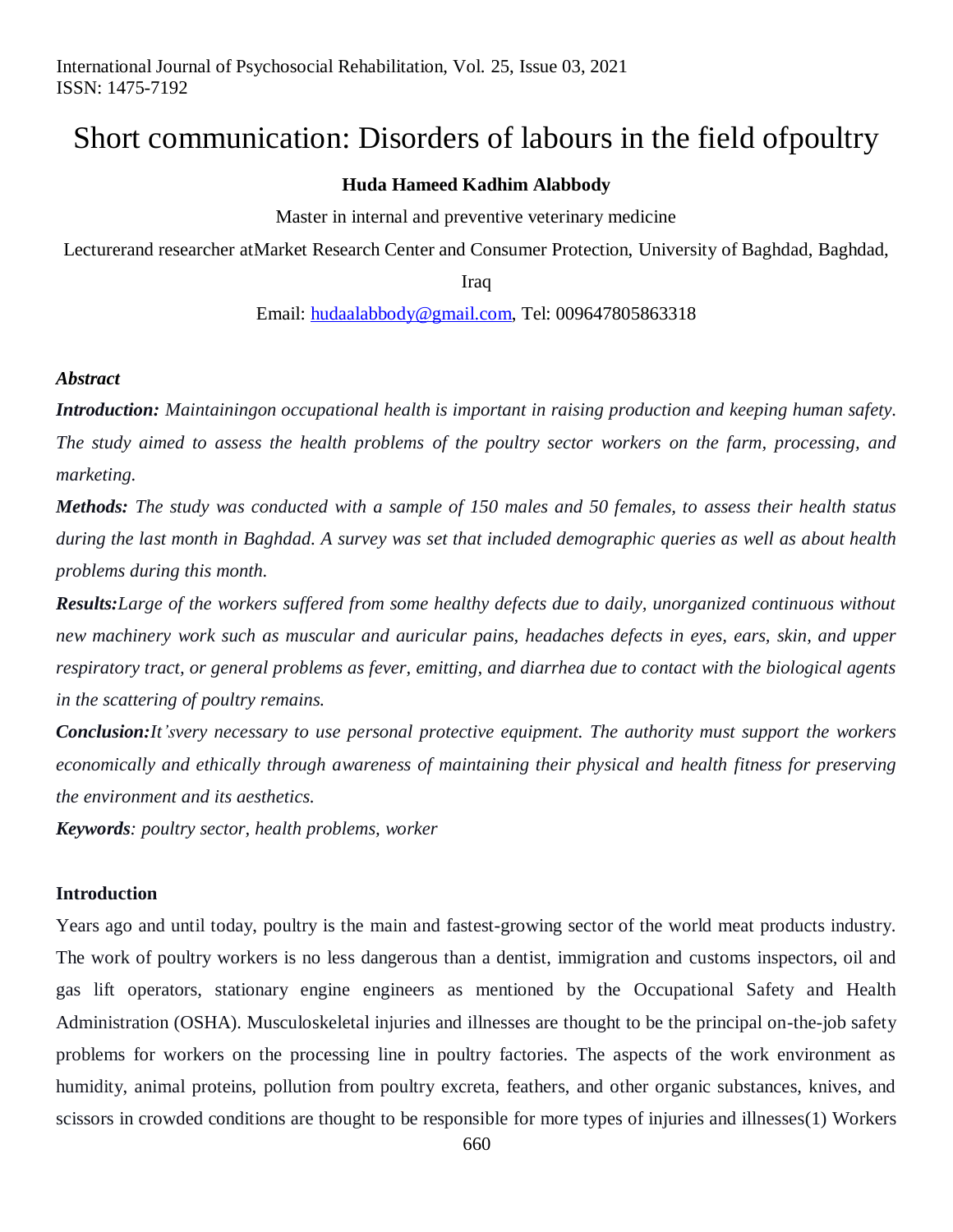# Short communication: Disorders of labours in the field ofpoultry

**Huda Hameed Kadhim Alabbody**

Master in internal and preventive veterinary medicine

Lecturerand researcher atMarket Research Center and Consumer Protection, University of Baghdad, Baghdad, Iraq

Email: hudaalabbody@gmail.com, Tel: 009647805863318

***Abstract***

***Introduction:*** *Maintainingon occupational health is important in raising production and keeping human safety. The study aimed to assess the health problems of the poultry sector workers on the farm, processing, and marketing.*

***Methods:*** *The study was conducted with a sample of 150 males and 50 females, to assess their health status during the last month in Baghdad. A survey was set that included demographic queries as well as about health problems during this month.*

***Results:****Large of the workers suffered from some healthy defects due to daily, unorganized continuous without new machinery work such as muscular and auricular pains, headaches defects in eyes, ears, skin, and upper respiratory tract, or general problems as fever, emitting, and diarrhea due to contact with the biological agents in the scattering of poultry remains.*

***Conclusion:****It'svery necessary to use personal protective equipment. The authority must support the workers economically and ethically through awareness of maintaining their physical and health fitness for preserving the environment and its aesthetics.*

***Keywords****: poultry sector, health problems, worker*

## Introduction

Years ago and until today, poultry is the main and fastest-growing sector of the world meat products industry. The work of poultry workers is no less dangerous than a dentist, immigration and customs inspectors, oil and gas lift operators, stationary engine engineers as mentioned by the Occupational Safety and Health Administration (OSHA). Musculoskeletal injuries and illnesses are thought to be the principal on-the-job safety problems for workers on the processing line in poultry factories. The aspects of the work environment as humidity, animal proteins, pollution from poultry excreta, feathers, and other organic substances, knives, and scissors in crowded conditions are thought to be responsible for more types of injuries and illnesses(1) Workers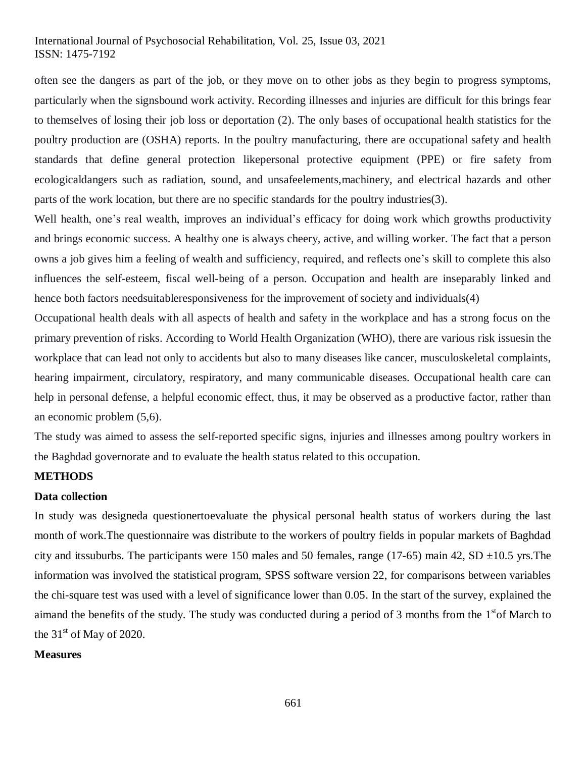often see the dangers as part of the job, or they move on to other jobs as they begin to progress symptoms, particularly when the signsbound work activity. Recording illnesses and injuries are difficult for this brings fear to themselves of losing their job loss or deportation (2). The only bases of occupational health statistics for the poultry production are (OSHA) reports. In the poultry manufacturing, there are occupational safety and health standards that define general protection likepersonal protective equipment (PPE) or fire safety from ecologicaldangers such as radiation, sound, and unsafeelements,machinery, and electrical hazards and other parts of the work location, but there are no specific standards for the poultry industries(3).

Well health, one's real wealth, improves an individual's efficacy for doing work which growths productivity and brings economic success. A healthy one is always cheery, active, and willing worker. The fact that a person owns a job gives him a feeling of wealth and sufficiency, required, and reflects one's skill to complete this also influences the self-esteem, fiscal well-being of a person. Occupation and health are inseparably linked and hence both factors needsuitableresponsiveness for the improvement of society and individuals(4)

Occupational health deals with all aspects of health and safety in the workplace and has a strong focus on the primary prevention of risks. According to World Health Organization (WHO), there are various risk issuesin the workplace that can lead not only to accidents but also to many diseases like cancer, musculoskeletal complaints, hearing impairment, circulatory, respiratory, and many communicable diseases. Occupational health care can help in personal defense, a helpful economic effect, thus, it may be observed as a productive factor, rather than an economic problem (5,6).

The study was aimed to assess the self-reported specific signs, injuries and illnesses among poultry workers in the Baghdad governorate and to evaluate the health status related to this occupation.

## METHODS

### Data collection

In study was designeda questionertoevaluate the physical personal health status of workers during the last month of work.The questionnaire was distribute to the workers of poultry fields in popular markets of Baghdad city and itssuburbs. The participants were 150 males and 50 females, range (17-65) main 42, SD ±10.5 yrs.The information was involved the statistical program, SPSS software version 22, for comparisons between variables the chi-square test was used with a level of significance lower than 0.05. In the start of the survey, explained the aimand the benefits of the study. The study was conducted during a period of 3 months from the 1st of March to the 31st of May of 2020.

### Measures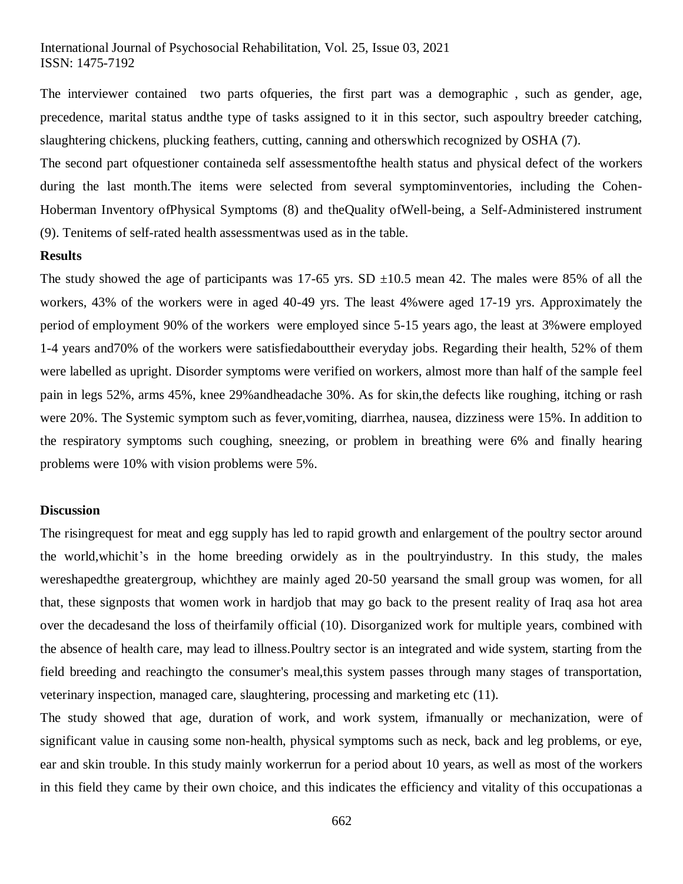The interviewer contained two parts ofqueries, the first part was a demographic , such as gender, age, precedence, marital status andthe type of tasks assigned to it in this sector, such aspoultry breeder catching, slaughtering chickens, plucking feathers, cutting, canning and otherswhich recognized by OSHA (7).

The second part ofquestioner containeda self assessmentofthe health status and physical defect of the workers during the last month.The items were selected from several symptominventories, including the Cohen-Hoberman Inventory ofPhysical Symptoms (8) and theQuality ofWell-being, a Self-Administered instrument (9). Tenitems of self-rated health assessmentwas used as in the table.

**Results**

The study showed the age of participants was 17-65 yrs. SD ±10.5 mean 42. The males were 85% of all the workers, 43% of the workers were in aged 40-49 yrs. The least 4%were aged 17-19 yrs. Approximately the period of employment 90% of the workers were employed since 5-15 years ago, the least at 3%were employed 1-4 years and70% of the workers were satisfiedabouttheir everyday jobs. Regarding their health, 52% of them were labelled as upright. Disorder symptoms were verified on workers, almost more than half of the sample feel pain in legs 52%, arms 45%, knee 29%andheadache 30%. As for skin,the defects like roughing, itching or rash were 20%. The Systemic symptom such as fever,vomiting, diarrhea, nausea, dizziness were 15%. In addition to the respiratory symptoms such coughing, sneezing, or problem in breathing were 6% and finally hearing problems were 10% with vision problems were 5%.

**Discussion**

The risingrequest for meat and egg supply has led to rapid growth and enlargement of the poultry sector around the world,whichit's in the home breeding orwidely as in the poultryindustry. In this study, the males wereshapedthe greatergroup, whichthey are mainly aged 20-50 yearsand the small group was women, for all that, these signposts that women work in hardjob that may go back to the present reality of Iraq asa hot area over the decadesand the loss of theirfamily official (10). Disorganized work for multiple years, combined with the absence of health care, may lead to illness.Poultry sector is an integrated and wide system, starting from the field breeding and reachingto the consumer's meal,this system passes through many stages of transportation, veterinary inspection, managed care, slaughtering, processing and marketing etc (11).

The study showed that age, duration of work, and work system, ifmanually or mechanization, were of significant value in causing some non-health, physical symptoms such as neck, back and leg problems, or eye, ear and skin trouble. In this study mainly workerrun for a period about 10 years, as well as most of the workers in this field they came by their own choice, and this indicates the efficiency and vitality of this occupationas a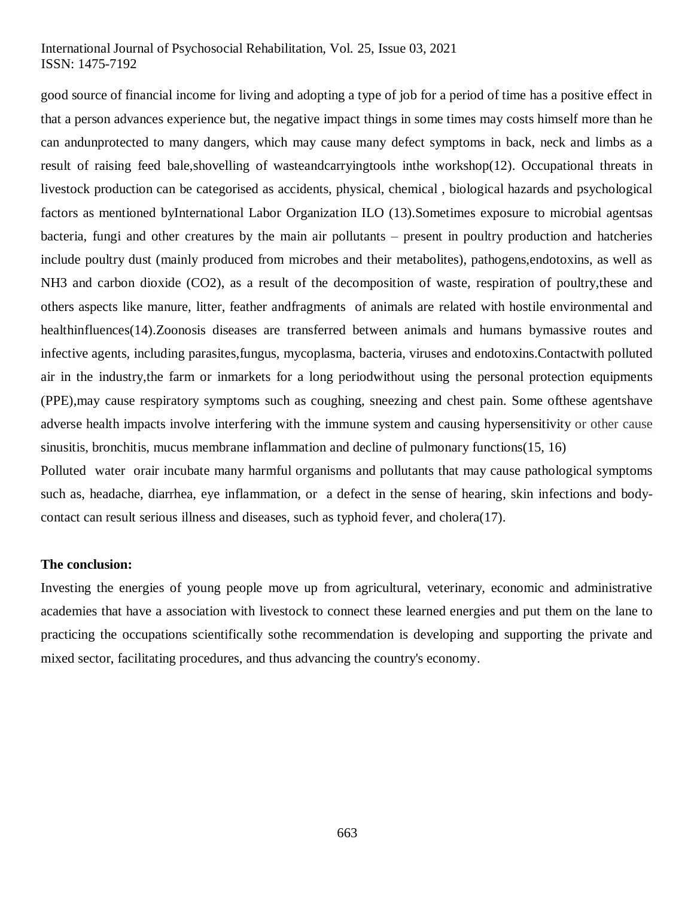good source of financial income for living and adopting a type of job for a period of time has a positive effect in that a person advances experience but, the negative impact things in some times may costs himself more than he can andunprotected to many dangers, which may cause many defect symptoms in back, neck and limbs as a result of raising feed bale,shovelling of wasteandcarryingtools inthe workshop(12). Occupational threats in livestock production can be categorised as accidents, physical, chemical , biological hazards and psychological factors as mentioned byInternational Labor Organization ILO (13).Sometimes exposure to microbial agentsas bacteria, fungi and other creatures by the main air pollutants – present in poultry production and hatcheries include poultry dust (mainly produced from microbes and their metabolites), pathogens,endotoxins, as well as $NH_3$ and carbon dioxide ($CO_2$), as a result of the decomposition of waste, respiration of poultry,these and others aspects like manure, litter, feather andfragments of animals are related with hostile environmental and healthinfluences(14).Zoonosis diseases are transferred between animals and humans bymassive routes and infective agents, including parasites,fungus, mycoplasma, bacteria, viruses and endotoxins.Contactwith polluted air in the industry,the farm or inmarkets for a long periodwithout using the personal protection equipments (PPE),may cause respiratory symptoms such as coughing, sneezing and chest pain. Some ofthese agentshave adverse health impacts involve interfering with the immune system and causing hypersensitivity or other cause sinusitis, bronchitis, mucus membrane inflammation and decline of pulmonary functions(15, 16)

Polluted water orair incubate many harmful organisms and pollutants that may cause pathological symptoms such as, headache, diarrhea, eye inflammation, or a defect in the sense of hearing, skin infections and body-contact can result serious illness and diseases, such as typhoid fever, and cholera(17).

**The conclusion:**

Investing the energies of young people move up from agricultural, veterinary, economic and administrative academies that have a association with livestock to connect these learned energies and put them on the lane to practicing the occupations scientifically sothe recommendation is developing and supporting the private and mixed sector, facilitating procedures, and thus advancing the country's economy.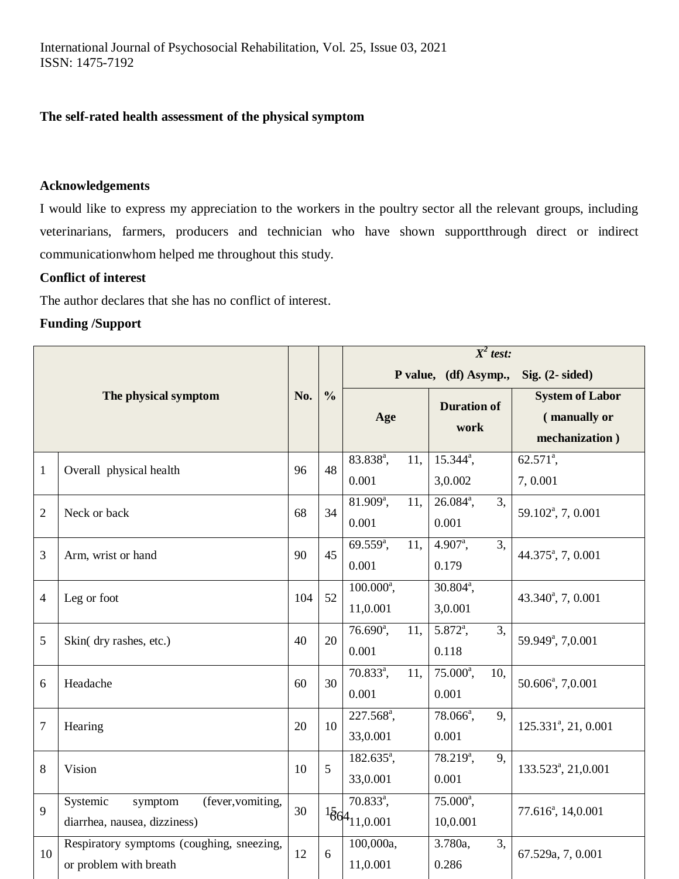**The self-rated health assessment of the physical symptom**

**Acknowledgements**

I would like to express my appreciation to the workers in the poultry sector all the relevant groups, including veterinarians, farmers, producers and technician who have shown supportthrough direct or indirect communicationwhom helped me throughout this study.

**Conflict of interest**

The author declares that she has no conflict of interest.

**Funding /Support**

| The physical symptom | | No. | % | $X^2$ *test:* P value, (df) Asymp., Sig. (2- sided) | | |
|---|---|---|---|---|---|---|
| | | | | **Age** | **Duration of work** | **System of Labor ( manually or mechanization )** |
| 1 | Overall physical health | 96 | 48 | 83.838[a], 11, 0.001 | 15.344[a], 3,0.002 | 62.571[a], 7, 0.001 |
| 2 | Neck or back | 68 | 34 | 81.909[a], 11, 0.001 | 26.084[a], 3, 0.001 | 59.102[a], 7, 0.001 |
| 3 | Arm, wrist or hand | 90 | 45 | 69.559[a], 11, 0.001 | 4.907[a], 3, 0.179 | 44.375[a], 7, 0.001 |
| 4 | Leg or foot | 104 | 52 | 100.000[a], 11,0.001 | 30.804[a], 3,0.001 | 43.340[a], 7, 0.001 |
| 5 | Skin( dry rashes, etc.) | 40 | 20 | 76.690[a], 11, 0.001 | 5.872[a], 3, 0.118 | 59.949[a], 7,0.001 |
| 6 | Headache | 60 | 30 | 70.833[a], 11, 0.001 | 75.000[a], 10, 0.001 | 50.606[a], 7,0.001 |
| 7 | Hearing | 20 | 10 | 227.568[a], 33,0.001 | 78.066[a], 9, 0.001 | 125.331[a], 21, 0.001 |
| 8 | Vision | 10 | 5 | 182.635[a], 33,0.001 | 78.219[a], 9, 0.001 | 133.523[a], 21,0.001 |
| 9 | Systemic symptom (fever,vomiting, diarrhea, nausea, dizziness) | 30 | 15 | 70.833[a], 11,0.001 | 75.000[a], 10,0.001 | 77.616[a], 14,0.001 |
| 10 | Respiratory symptoms (coughing, sneezing, or problem with breath | 12 | 6 | 100,000a, 11,0.001 | 3.780a, 3, 0.286 | 67.529a, 7, 0.001 |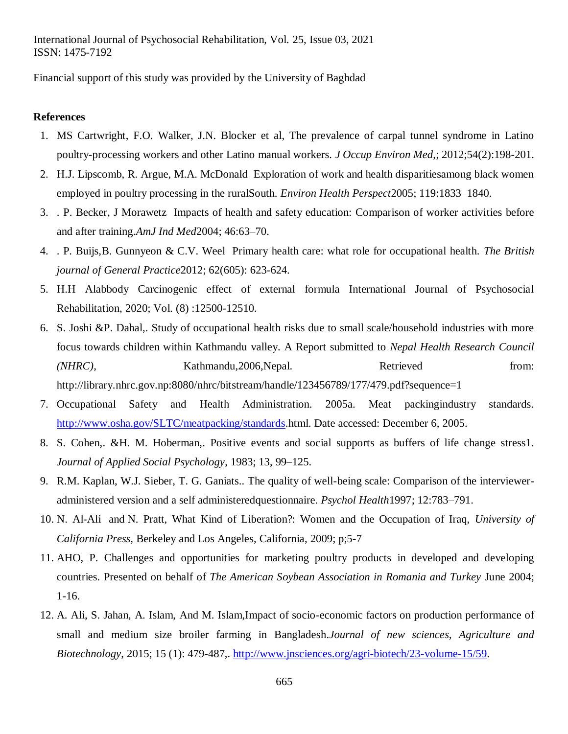Financial support of this study was provided by the University of Baghdad

**References**

1. MS Cartwright, F.O. Walker, J.N. Blocker et al, The prevalence of carpal tunnel syndrome in Latino poultry-processing workers and other Latino manual workers. *J Occup Environ Med*,; 2012;54(2):198-201.
2. H.J. Lipscomb, R. Argue, M.A. McDonald Exploration of work and health disparitiesamong black women employed in poultry processing in the ruralSouth. *Environ Health Perspect*2005; 119:1833–1840.
3. . P. Becker, J Morawetz Impacts of health and safety education: Comparison of worker activities before and after training.*AmJ Ind Med*2004; 46:63–70.
4. . P. Buijs,B. Gunnyeon & C.V. Weel Primary health care: what role for occupational health. *The British journal of General Practice*2012; 62(605): 623-624.
5. H.H Alabbody Carcinogenic effect of external formula International Journal of Psychosocial Rehabilitation, 2020; Vol. (8) :12500-12510.
6. S. Joshi &P. Dahal,. Study of occupational health risks due to small scale/household industries with more focus towards children within Kathmandu valley. A Report submitted to *Nepal Health Research Council (NHRC)*, Kathmandu,2006,Nepal. Retrieved from: http://library.nhrc.gov.np:8080/nhrc/bitstream/handle/123456789/177/479.pdf?sequence=1
7. Occupational Safety and Health Administration. 2005a. Meat packingindustry standards. http://www.osha.gov/SLTC/meatpacking/standards.html. Date accessed: December 6, 2005.
8. S. Cohen,. &H. M. Hoberman,. Positive events and social supports as buffers of life change stress1. *Journal of Applied Social Psychology*, 1983; 13, 99–125.
9. R.M. Kaplan, W.J. Sieber, T. G. Ganiats.. The quality of well-being scale: Comparison of the interviewer-administered version and a self administeredquestionnaire. *Psychol Health*1997; 12:783–791.
10. N. Al-Ali and N. Pratt, What Kind of Liberation?: Women and the Occupation of Iraq, *University of California Press,* Berkeley and Los Angeles, California, 2009; p;5-7
11. AHO, P. Challenges and opportunities for marketing poultry products in developed and developing countries. Presented on behalf of *The American Soybean Association in Romania and Turkey* June 2004; 1-16.
12. A. Ali, S. Jahan, A. Islam, And M. Islam,Impact of socio-economic factors on production performance of small and medium size broiler farming in Bangladesh.*Journal of new sciences, Agriculture and Biotechnology*, 2015; 15 (1): 479-487,. http://www.jnsciences.org/agri-biotech/23-volume-15/59.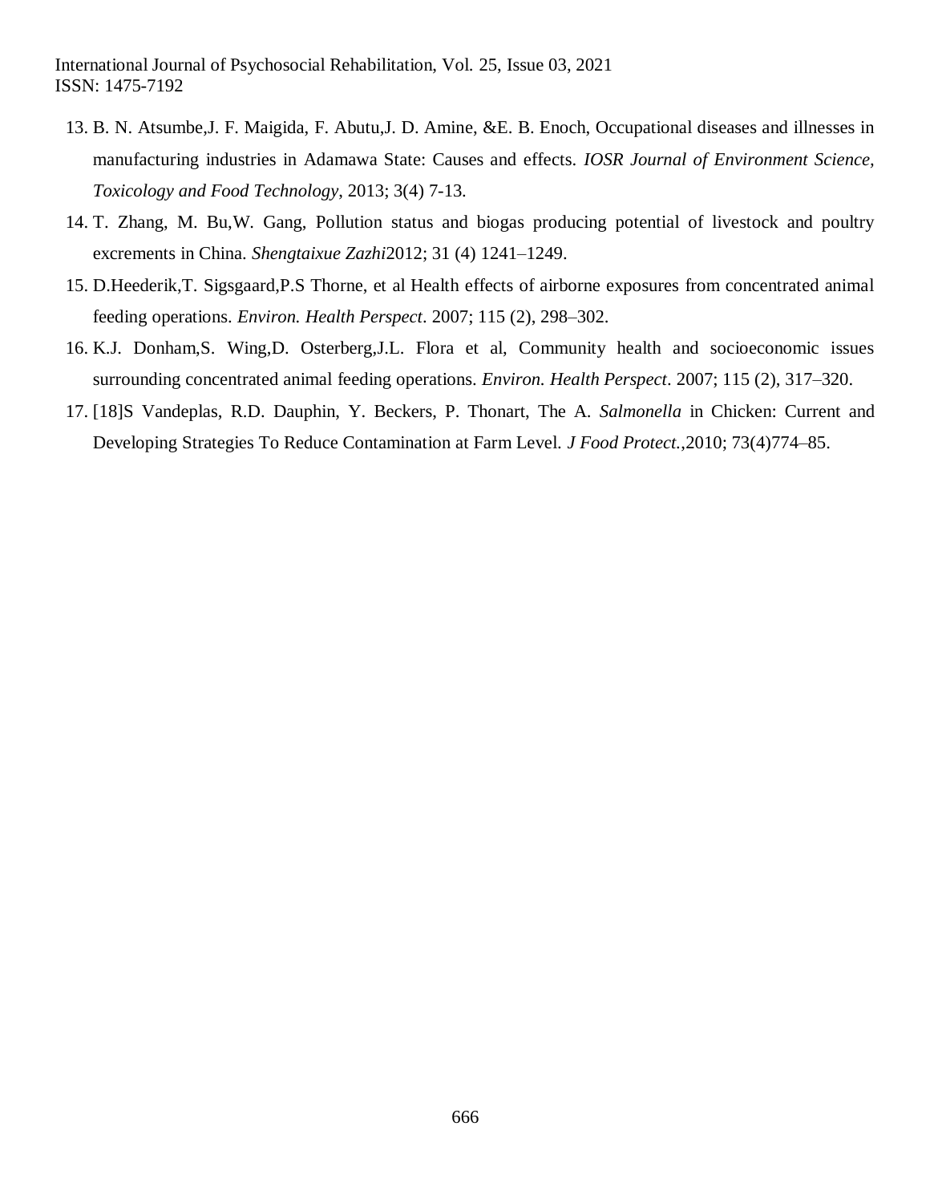13. B. N. Atsumbe,J. F. Maigida, F. Abutu,J. D. Amine, &E. B. Enoch, Occupational diseases and illnesses in manufacturing industries in Adamawa State: Causes and effects. *IOSR Journal of Environment Science, Toxicology and Food Technology*, 2013; 3(4) 7-13.
14. T. Zhang, M. Bu,W. Gang, Pollution status and biogas producing potential of livestock and poultry excrements in China. *Shengtaixue Zazhi*2012; 31 (4) 1241–1249.
15. D.Heederik,T. Sigsgaard,P.S Thorne, et al Health effects of airborne exposures from concentrated animal feeding operations. *Environ. Health Perspect*. 2007; 115 (2), 298–302.
16. K.J. Donham,S. Wing,D. Osterberg,J.L. Flora et al, Community health and socioeconomic issues surrounding concentrated animal feeding operations. *Environ. Health Perspect*. 2007; 115 (2), 317–320.
17. [18]S Vandeplas, R.D. Dauphin, Y. Beckers, P. Thonart, The A. *Salmonella* in Chicken: Current and Developing Strategies To Reduce Contamination at Farm Level. *J Food Protect*.,2010; 73(4)774–85.